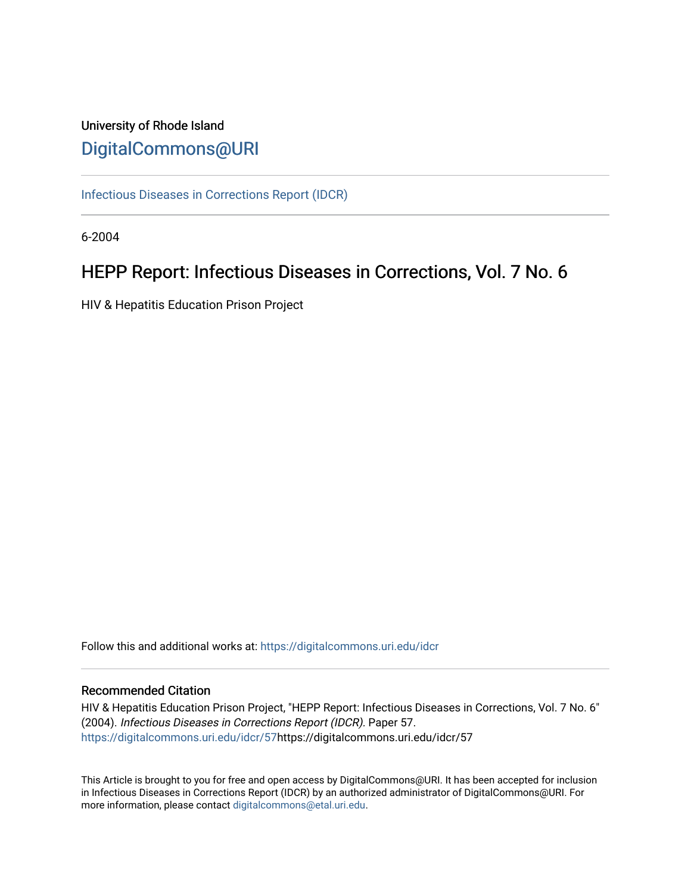University of Rhode Island

# DigitalCommons@URI

Infectious Diseases in Corrections Report (IDCR)

6-2004

## HEPP Report: Infectious Diseases in Corrections, Vol. 7 No. 6

HIV & Hepatitis Education Prison Project

Follow this and additional works at: https://digitalcommons.uri.edu/idcr

### Recommended Citation

HIV & Hepatitis Education Prison Project, "HEPP Report: Infectious Diseases in Corrections, Vol. 7 No. 6" (2004). *Infectious Diseases in Corrections Report (IDCR).* Paper 57.
https://digitalcommons.uri.edu/idcr/57https://digitalcommons.uri.edu/idcr/57

This Article is brought to you for free and open access by DigitalCommons@URI. It has been accepted for inclusion in Infectious Diseases in Corrections Report (IDCR) by an authorized administrator of DigitalCommons@URI. For more information, please contact digitalcommons@etal.uri.edu.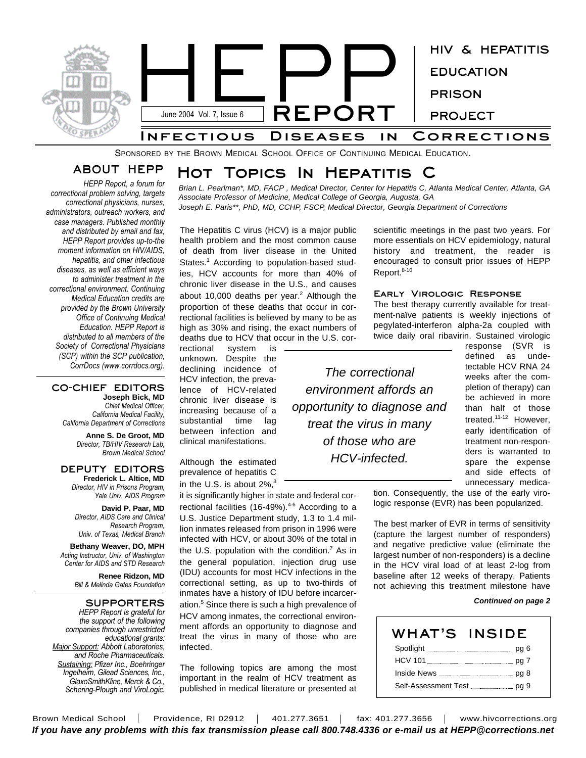# HEPP REPORT

June 2004 Vol. 7, Issue 6

HIV & HEPATITIS EDUCATION PRISON PROJECT

## Infectious Diseases in Corrections

Sponsored by the Brown Medical School Office of Continuing Medical Education.

### About HEPP

*HEPP Report, a forum for correctional problem solving, targets correctional physicians, nurses, administrators, outreach workers, and case managers. Published monthly and distributed by email and fax, HEPP Report provides up-to-the moment information on HIV/AIDS, hepatitis, and other infectious diseases, as well as efficient ways to administer treatment in the correctional environment. Continuing Medical Education credits are provided by the Brown University Office of Continuing Medical Education. HEPP Report is distributed to all members of the Society of Correctional Physicians (SCP) within the SCP publication, CorrDocs (www.corrdocs.org).*

### Co-Chief Editors

**Joseph Bick, MD**
*Chief Medical Officer, California Medical Facility, California Department of Corrections*

**Anne S. De Groot, MD**
*Director, TB/HIV Research Lab, Brown Medical School*

### Deputy Editors

**Frederick L. Altice, MD**
*Director, HIV in Prisons Program, Yale Univ. AIDS Program*

**David P. Paar, MD**
*Director, AIDS Care and Clinical Research Program, Univ. of Texas, Medical Branch*

**Bethany Weaver, DO, MPH**
*Acting Instructor, Univ. of Washington Center for AIDS and STD Research*

**Renee Ridzon, MD**
*Bill & Melinda Gates Foundation*

### Supporters

*HEPP Report is grateful for the support of the following companies through unrestricted educational grants:*
*Major Support: Abbott Laboratories, and Roche Pharmaceuticals.*
*Sustaining: Pfizer Inc., Boehringer Ingelheim, Gilead Sciences, Inc., GlaxoSmithKline, Merck & Co., Schering-Plough and ViroLogic.*

# Hot Topics In Hepatitis C

*Brian L. Pearlman\*, MD, FACP , Medical Director, Center for Hepatitis C, Atlanta Medical Center, Atlanta, GA Associate Professor of Medicine, Medical College of Georgia, Augusta, GA*
*Joseph E. Paris\*\*, PhD, MD, CCHP, FSCP, Medical Director, Georgia Department of Corrections*

The Hepatitis C virus (HCV) is a major public health problem and the most common cause of death from liver disease in the United States.[1] According to population-based studies, HCV accounts for more than 40% of chronic liver disease in the U.S., and causes about 10,000 deaths per year.[2] Although the proportion of these deaths that occur in correctional facilities is believed by many to be as high as 30% and rising, the exact numbers of deaths due to HCV that occur in the U.S. correctional system is unknown. Despite the declining incidence of HCV infection, the prevalence of HCV-related chronic liver disease is increasing because of a substantial time lag between infection and clinical manifestations.

Although the estimated prevalence of hepatitis C in the U.S. is about 2%,[3] it is significantly higher in state and federal correctional facilities (16-49%).[4-6] According to a U.S. Justice Department study, 1.3 to 1.4 million inmates released from prison in 1996 were infected with HCV, or about 30% of the total in the U.S. population with the condition.[7] As in the general population, injection drug use (IDU) accounts for most HCV infections in the correctional setting, as up to two-thirds of inmates have a history of IDU before incarceration.[5] Since there is such a high prevalence of HCV among inmates, the correctional environment affords an opportunity to diagnose and treat the virus in many of those who are infected.

> *The correctional environment affords an opportunity to diagnose and treat the virus in many of those who are HCV-infected.*

The following topics are among the most important in the realm of HCV treatment as published in medical literature or presented at scientific meetings in the past two years. For more essentials on HCV epidemiology, natural history and treatment, the reader is encouraged to consult prior issues of HEPP Report.[8-10]

### Early Virologic Response

The best therapy currently available for treatment-naïve patients is weekly injections of pegylated-interferon alpha-2a coupled with twice daily oral ribavirin. Sustained virologic response (SVR is defined as undetectable HCV RNA 24 weeks after the completion of therapy) can be achieved in more than half of those treated.[11-12] However, early identification of treatment non-responders is warranted to spare the expense and side effects of unnecessary medication. Consequently, the use of the early virologic response (EVR) has been popularized.

The best marker of EVR in terms of sensitivity (capture the largest number of responders) and negative predictive value (eliminate the largest number of non-responders) is a decline in the HCV viral load of at least 2-log from baseline after 12 weeks of therapy. Patients not achieving this treatment milestone have

***Continued on page 2***

### What's Inside

- Spotlight ... pg 6
- HCV 101 ... pg 7
- Inside News ... pg 8
- Self-Assessment Test ... pg 9

Brown Medical School | Providence, RI 02912 | 401.277.3651 | fax: 401.277.3656 | www.hivcorrections.org

***If you have any problems with this fax transmission please call 800.748.4336 or e-mail us at HEPP@corrections.net***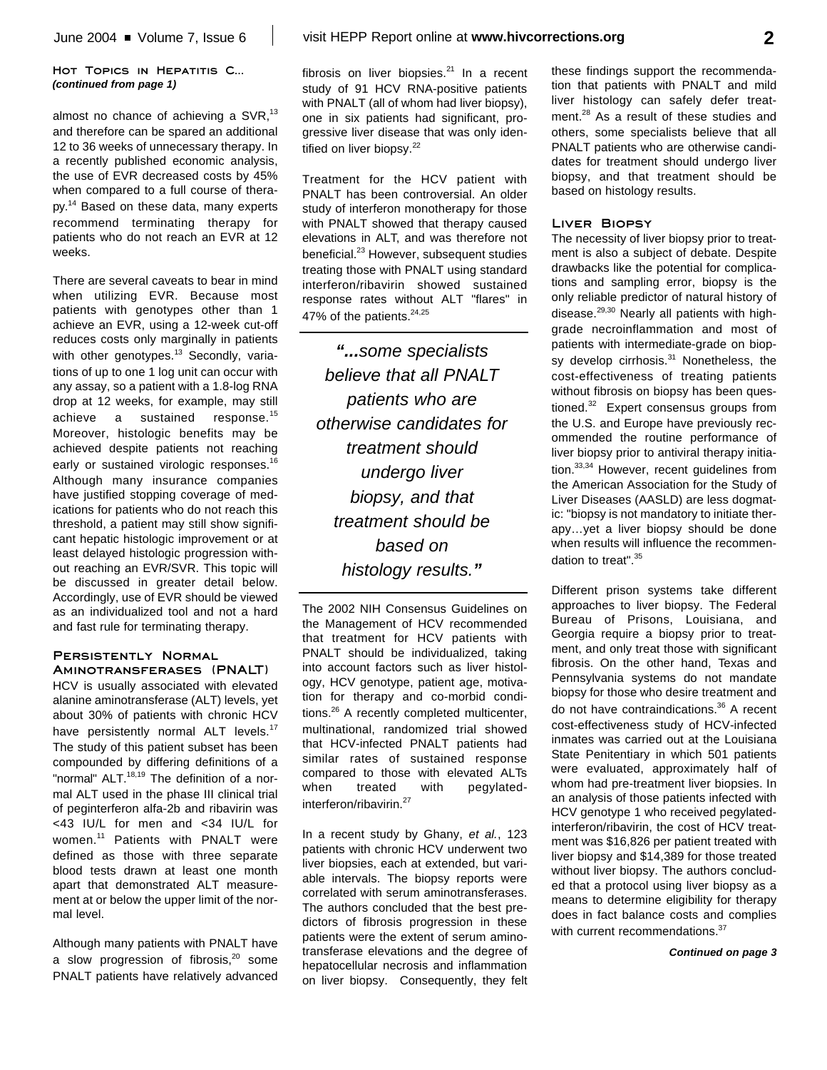**Hot Topics in Hepatitis C...** 
***(continued from page 1)***

almost no chance of achieving a SVR,[13] and therefore can be spared an additional 12 to 36 weeks of unnecessary therapy. In a recently published economic analysis, the use of EVR decreased costs by 45% when compared to a full course of therapy.[14] Based on these data, many experts recommend terminating therapy for patients who do not reach an EVR at 12 weeks.

There are several caveats to bear in mind when utilizing EVR. Because most patients with genotypes other than 1 achieve an EVR, using a 12-week cut-off reduces costs only marginally in patients with other genotypes.[13] Secondly, variations of up to one 1 log unit can occur with any assay, so a patient with a 1.8-log RNA drop at 12 weeks, for example, may still achieve a sustained response.[15] Moreover, histologic benefits may be achieved despite patients not reaching early or sustained virologic responses.[16] Although many insurance companies have justified stopping coverage of medications for patients who do not reach this threshold, a patient may still show significant hepatic histologic improvement or at least delayed histologic progression without reaching an EVR/SVR. This topic will be discussed in greater detail below. Accordingly, use of EVR should be viewed as an individualized tool and not a hard and fast rule for terminating therapy.

### Persistently Normal Aminotransferases (PNALT)

HCV is usually associated with elevated alanine aminotransferase (ALT) levels, yet about 30% of patients with chronic HCV have persistently normal ALT levels.[17] The study of this patient subset has been compounded by differing definitions of a "normal" ALT.[18,19] The definition of a normal ALT used in the phase III clinical trial of peginterferon alfa-2b and ribavirin was <43 IU/L for men and <34 IU/L for women.[11] Patients with PNALT were defined as those with three separate blood tests drawn at least one month apart that demonstrated ALT measurement at or below the upper limit of the normal level.

Although many patients with PNALT have a slow progression of fibrosis,[20] some PNALT patients have relatively advanced fibrosis on liver biopsies.[21] In a recent study of 91 HCV RNA-positive patients with PNALT (all of whom had liver biopsy), one in six patients had significant, progressive liver disease that was only identified on liver biopsy.[22]

Treatment for the HCV patient with PNALT has been controversial. An older study of interferon monotherapy for those with PNALT showed that therapy caused elevations in ALT, and was therefore not beneficial.[23] However, subsequent studies treating those with PNALT using standard interferon/ribavirin showed sustained response rates without ALT "flares" in 47% of the patients.[24,25]

> ***"...****some specialists believe that all PNALT patients who are otherwise candidates for treatment should undergo liver biopsy, and that treatment should be based on histology results.****"***

The 2002 NIH Consensus Guidelines on the Management of HCV recommended that treatment for HCV patients with PNALT should be individualized, taking into account factors such as liver histology, HCV genotype, patient age, motivation for therapy and co-morbid conditions.[26] A recently completed multicenter, multinational, randomized trial showed that HCV-infected PNALT patients had similar rates of sustained response compared to those with elevated ALTs when treated with pegylated-interferon/ribavirin.[27]

In a recent study by Ghany, *et al.*, 123 patients with chronic HCV underwent two liver biopsies, each at extended, but variable intervals. The biopsy reports were correlated with serum aminotransferases. The authors concluded that the best predictors of fibrosis progression in these patients were the extent of serum aminotransferase elevations and the degree of hepatocellular necrosis and inflammation on liver biopsy. Consequently, they felt these findings support the recommendation that patients with PNALT and mild liver histology can safely defer treatment.[28] As a result of these studies and others, some specialists believe that all PNALT patients who are otherwise candidates for treatment should undergo liver biopsy, and that treatment should be based on histology results.

### Liver Biopsy

The necessity of liver biopsy prior to treatment is also a subject of debate. Despite drawbacks like the potential for complications and sampling error, biopsy is the only reliable predictor of natural history of disease.[29,30] Nearly all patients with high-grade necroinflammation and most of patients with intermediate-grade on biopsy develop cirrhosis.[31] Nonetheless, the cost-effectiveness of treating patients without fibrosis on biopsy has been questioned.[32] Expert consensus groups from the U.S. and Europe have previously recommended the routine performance of liver biopsy prior to antiviral therapy initiation.[33,34] However, recent guidelines from the American Association for the Study of Liver Diseases (AASLD) are less dogmatic: "biopsy is not mandatory to initiate therapy…yet a liver biopsy should be done when results will influence the recommendation to treat".[35]

Different prison systems take different approaches to liver biopsy. The Federal Bureau of Prisons, Louisiana, and Georgia require a biopsy prior to treatment, and only treat those with significant fibrosis. On the other hand, Texas and Pennsylvania systems do not mandate biopsy for those who desire treatment and do not have contraindications.[36] A recent cost-effectiveness study of HCV-infected inmates was carried out at the Louisiana State Penitentiary in which 501 patients were evaluated, approximately half of whom had pre-treatment liver biopsies. In an analysis of those patients infected with HCV genotype 1 who received pegylated-interferon/ribavirin, the cost of HCV treatment was $16,826 per patient treated with liver biopsy and $14,389 for those treated without liver biopsy. The authors concluded that a protocol using liver biopsy as a means to determine eligibility for therapy does in fact balance costs and complies with current recommendations.[37]

***Continued on page 3***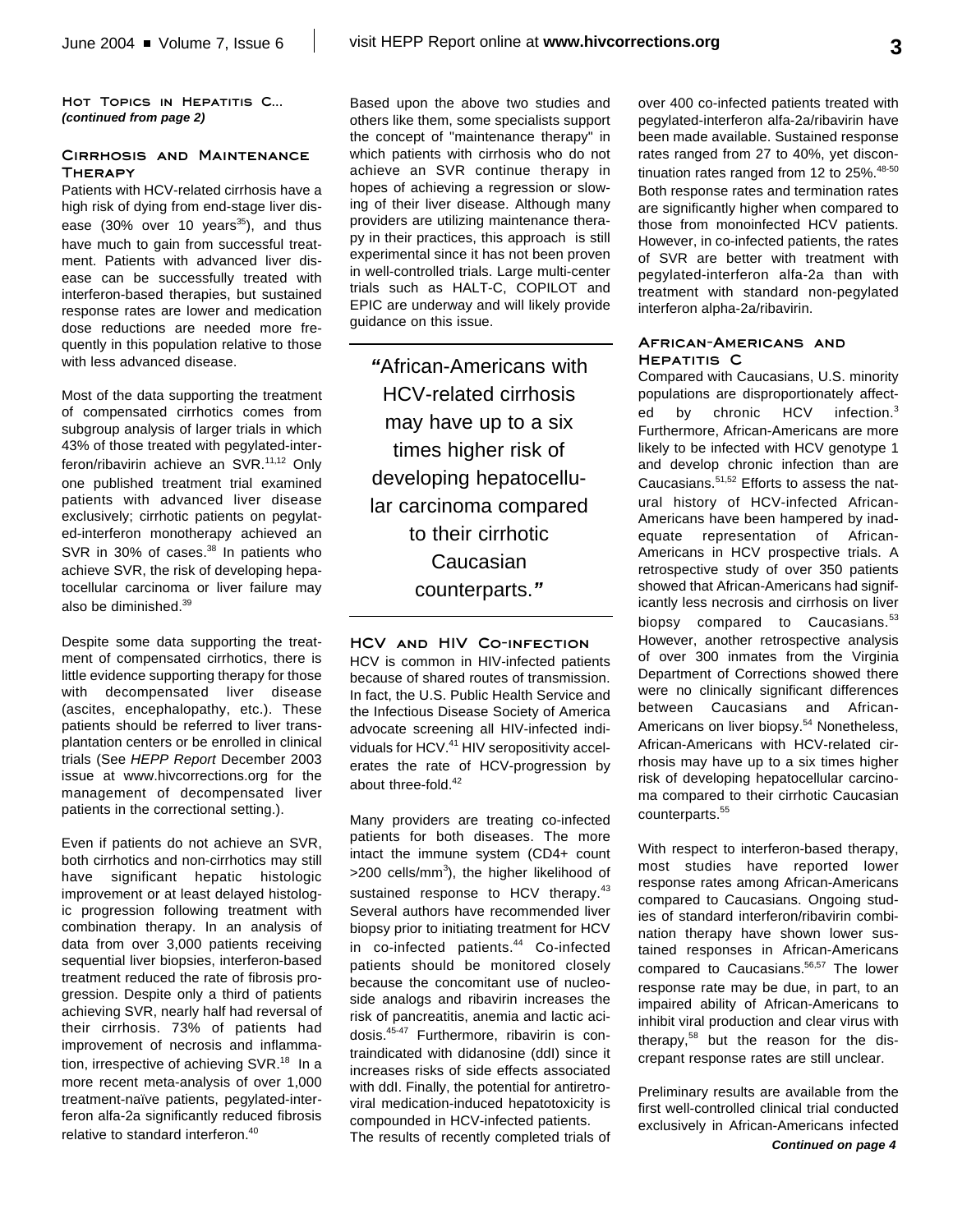## Hot Topics in Hepatitis C...
*(continued from page 2)*

### Cirrhosis and Maintenance Therapy

Patients with HCV-related cirrhosis have a high risk of dying from end-stage liver disease (30% over 10 years[35]), and thus have much to gain from successful treatment. Patients with advanced liver disease can be successfully treated with interferon-based therapies, but sustained response rates are lower and medication dose reductions are needed more frequently in this population relative to those with less advanced disease.

Most of the data supporting the treatment of compensated cirrhotics comes from subgroup analysis of larger trials in which 43% of those treated with pegylated-interferon/ribavirin achieve an SVR.[11,12] Only one published treatment trial examined patients with advanced liver disease exclusively; cirrhotic patients on pegylated-interferon monotherapy achieved an SVR in 30% of cases.[38] In patients who achieve SVR, the risk of developing hepatocellular carcinoma or liver failure may also be diminished.[39]

Despite some data supporting the treatment of compensated cirrhotics, there is little evidence supporting therapy for those with decompensated liver disease (ascites, encephalopathy, etc.). These patients should be referred to liver transplantation centers or be enrolled in clinical trials (See *HEPP Report* December 2003 issue at www.hivcorrections.org for the management of decompensated liver patients in the correctional setting.).

Even if patients do not achieve an SVR, both cirrhotics and non-cirrhotics may still have significant hepatic histologic improvement or at least delayed histologic progression following treatment with combination therapy. In an analysis of data from over 3,000 patients receiving sequential liver biopsies, interferon-based treatment reduced the rate of fibrosis progression. Despite only a third of patients achieving SVR, nearly half had reversal of their cirrhosis. 73% of patients had improvement of necrosis and inflammation, irrespective of achieving SVR.[18] In a more recent meta-analysis of over 1,000 treatment-naïve patients, pegylated-interferon alfa-2a significantly reduced fibrosis relative to standard interferon.[40]

Based upon the above two studies and others like them, some specialists support the concept of "maintenance therapy" in which patients with cirrhosis who do not achieve an SVR continue therapy in hopes of achieving a regression or slowing of their liver disease. Although many providers are utilizing maintenance therapy in their practices, this approach is still experimental since it has not been proven in well-controlled trials. Large multi-center trials such as HALT-C, COPILOT and EPIC are underway and will likely provide guidance on this issue.

> **"**African-Americans with HCV-related cirrhosis may have up to a six times higher risk of developing hepatocellular carcinoma compared to their cirrhotic Caucasian counterparts.**"**

### HCV and HIV Co-infection

HCV is common in HIV-infected patients because of shared routes of transmission. In fact, the U.S. Public Health Service and the Infectious Disease Society of America advocate screening all HIV-infected individuals for HCV.[41] HIV seropositivity accelerates the rate of HCV-progression by about three-fold.[42]

Many providers are treating co-infected patients for both diseases. The more intact the immune system (CD4+ count >200 cells/mm$^3$), the higher likelihood of sustained response to HCV therapy.[43] Several authors have recommended liver biopsy prior to initiating treatment for HCV in co-infected patients.[44] Co-infected patients should be monitored closely because the concomitant use of nucleoside analogs and ribavirin increases the risk of pancreatitis, anemia and lactic acidosis.[45-47] Furthermore, ribavirin is contraindicated with didanosine (ddI) since it increases risks of side effects associated with ddI. Finally, the potential for antiretroviral medication-induced hepatotoxicity is compounded in HCV-infected patients.

The results of recently completed trials of over 400 co-infected patients treated with pegylated-interferon alfa-2a/ribavirin have been made available. Sustained response rates ranged from 27 to 40%, yet discontinuation rates ranged from 12 to 25%.[48-50] Both response rates and termination rates are significantly higher when compared to those from monoinfected HCV patients. However, in co-infected patients, the rates of SVR are better with treatment with pegylated-interferon alfa-2a than with treatment with standard non-pegylated interferon alpha-2a/ribavirin.

### African-Americans and Hepatitis C

Compared with Caucasians, U.S. minority populations are disproportionately affected by chronic HCV infection.[3] Furthermore, African-Americans are more likely to be infected with HCV genotype 1 and develop chronic infection than are Caucasians.[51,52] Efforts to assess the natural history of HCV-infected African-Americans have been hampered by inadequate representation of African-Americans in HCV prospective trials. A retrospective study of over 350 patients showed that African-Americans had significantly less necrosis and cirrhosis on liver biopsy compared to Caucasians.[53] However, another retrospective analysis of over 300 inmates from the Virginia Department of Corrections showed there were no clinically significant differences between Caucasians and African-Americans on liver biopsy.[54] Nonetheless, African-Americans with HCV-related cirrhosis may have up to a six times higher risk of developing hepatocellular carcinoma compared to their cirrhotic Caucasian counterparts.[55]

With respect to interferon-based therapy, most studies have reported lower response rates among African-Americans compared to Caucasians. Ongoing studies of standard interferon/ribavirin combination therapy have shown lower sustained responses in African-Americans compared to Caucasians.[56,57] The lower response rate may be due, in part, to an impaired ability of African-Americans to inhibit viral production and clear virus with therapy,[58] but the reason for the discrepant response rates are still unclear.

Preliminary results are available from the first well-controlled clinical trial conducted exclusively in African-Americans infected

***Continued on page 4***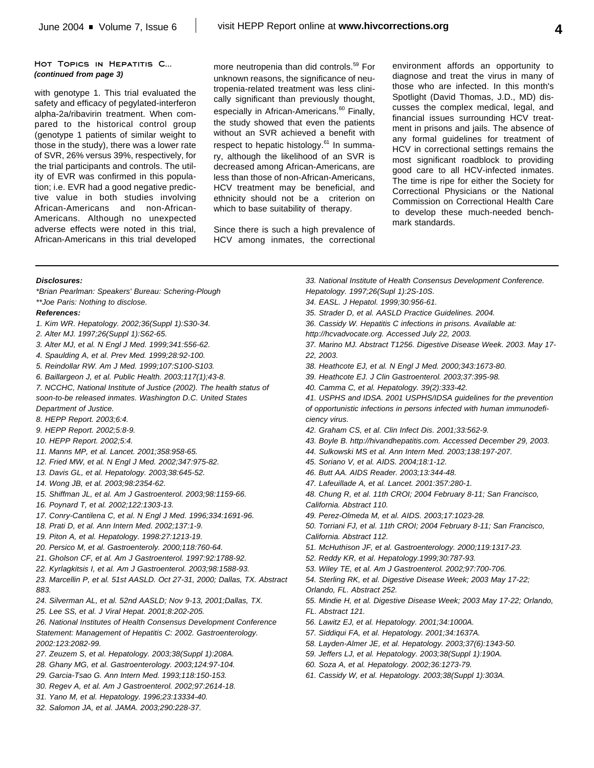### Hot Topics in Hepatitis C...

*(continued from page 3)*

with genotype 1. This trial evaluated the safety and efficacy of pegylated-interferon alpha-2a/ribavirin treatment. When compared to the historical control group (genotype 1 patients of similar weight to those in the study), there was a lower rate of SVR, 26% versus 39%, respectively, for the trial participants and controls. The utility of EVR was confirmed in this population; i.e. EVR had a good negative predictive value in both studies involving African-Americans and non-African-Americans. Although no unexpected adverse effects were noted in this trial, African-Americans in this trial developed more neutropenia than did controls.[59] For unknown reasons, the significance of neutropenia-related treatment was less clinically significant than previously thought, especially in African-Americans.[60] Finally, the study showed that even the patients without an SVR achieved a benefit with respect to hepatic histology.[61] In summary, although the likelihood of an SVR is decreased among African-Americans, are less than those of non-African-Americans, HCV treatment may be beneficial, and ethnicity should not be a criterion on which to base suitability of therapy.

Since there is such a high prevalence of HCV among inmates, the correctional environment affords an opportunity to diagnose and treat the virus in many of those who are infected. In this month's Spotlight (David Thomas, J.D., MD) discusses the complex medical, legal, and financial issues surrounding HCV treatment in prisons and jails. The absence of any formal guidelines for treatment of HCV in correctional settings remains the most significant roadblock to providing good care to all HCV-infected inmates. The time is ripe for either the Society for Correctional Physicians or the National Commission on Correctional Health Care to develop these much-needed benchmark standards.

---

***Disclosures:***

*\*Brian Pearlman: Speakers' Bureau: Schering-Plough*

*\*\*Joe Paris: Nothing to disclose.*

***References:***

*1. Kim WR. Hepatology. 2002;36(Suppl 1):S30-34.*
*2. Alter MJ. 1997;26(Suppl 1):S62-65.*
*3. Alter MJ, et al. N Engl J Med. 1999;341:556-62.*
*4. Spaulding A, et al. Prev Med. 1999;28:92-100.*
*5. Reindollar RW. Am J Med. 1999;107:S100-S103.*
*6. Baillargeon J, et al. Public Health. 2003;117(1);43-8.*
*7. NCCHC, National Institute of Justice (2002). The health status of soon-to-be released inmates. Washington D.C. United States Department of Justice.*
*8. HEPP Report. 2003;6:4.*
*9. HEPP Report. 2002;5:8-9.*
*10. HEPP Report. 2002;5:4.*
*11. Manns MP, et al. Lancet. 2001;358:958-65.*
*12. Fried MW, et al. N Engl J Med. 2002;347:975-82.*
*13. Davis GL, et al. Hepatology. 2003;38:645-52.*
*14. Wong JB, et al. 2003;98:2354-62.*
*15. Shiffman JL, et al. Am J Gastroenterol. 2003;98:1159-66.*
*16. Poynard T, et al. 2002;122:1303-13.*
*17. Conry-Cantilena C, et al. N Engl J Med. 1996;334:1691-96.*
*18. Prati D, et al. Ann Intern Med. 2002;137:1-9.*
*19. Piton A, et al. Hepatology. 1998:27:1213-19.*
*20. Persico M, et al. Gastroenteroly. 2000;118:760-64.*
*21. Gholson CF, et al. Am J Gastroenterol. 1997:92:1788-92.*
*22. Kyrlagkitsis I, et al. Am J Gastroenterol. 2003;98:1588-93.*
*23. Marcellin P, et al. 51st AASLD. Oct 27-31, 2000; Dallas, TX. Abstract 883.*
*24. Silverman AL, et al. 52nd AASLD; Nov 9-13, 2001;Dallas, TX.*
*25. Lee SS, et al. J Viral Hepat. 2001;8:202-205.*
*26. National Institutes of Health Consensus Development Conference Statement: Management of Hepatitis C: 2002. Gastroenterology. 2002:123:2082-99.*
*27. Zeuzem S, et al. Hepatology. 2003;38(Suppl 1):208A.*
*28. Ghany MG, et al. Gastroenterology. 2003;124:97-104.*
*29. Garcia-Tsao G. Ann Intern Med. 1993;118:150-153.*
*30. Regev A, et al. Am J Gastroenterol. 2002;97:2614-18.*
*31. Yano M, et al. Hepatology. 1996;23:13334-40.*
*32. Salomon JA, et al. JAMA. 2003;290:228-37.*
*33. National Institute of Health Consensus Development Conference. Hepatology. 1997;26(Supl 1):2S-10S.*
*34. EASL. J Hepatol. 1999;30:956-61.*
*35. Strader D, et al. AASLD Practice Guidelines. 2004.*
*36. Cassidy W. Hepatitis C infections in prisons. Available at: http://hcvadvocate.org. Accessed July 22, 2003.*
*37. Marino MJ. Abstract T1256. Digestive Disease Week. 2003. May 17-22, 2003.*
*38. Heathcote EJ, et al. N Engl J Med. 2000;343:1673-80.*
*39. Heathcote EJ. J Clin Gastroenterol. 2003;37:395-98.*
*40. Camma C, et al. Hepatology. 39(2):333-42.*
*41. USPHS and IDSA. 2001 USPHS/IDSA guidelines for the prevention of opportunistic infections in persons infected with human immunodeficiency virus.*
*42. Graham CS, et al. Clin Infect Dis. 2001;33:562-9.*
*43. Boyle B. http://hivandhepatitis.com. Accessed December 29, 2003.*
*44. Sulkowski MS et al. Ann Intern Med. 2003;138:197-207.*
*45. Soriano V, et al. AIDS. 2004;18:1-12.*
*46. Butt AA. AIDS Reader. 2003;13:344-48.*
*47. Lafeuillade A, et al. Lancet. 2001:357:280-1.*
*48. Chung R, et al. 11th CROI; 2004 February 8-11; San Francisco, California. Abstract 110.*
*49. Perez-Olmeda M, et al. AIDS. 2003;17:1023-28.*
*50. Torriani FJ, et al. 11th CROI; 2004 February 8-11; San Francisco, California. Abstract 112.*
*51. McHuthison JF, et al. Gastroenterology. 2000;119:1317-23.*
*52. Reddy KR, et al. Hepatology.1999;30:787-93.*
*53. Wiley TE, et al. Am J Gastroenterol. 2002;97:700-706.*
*54. Sterling RK, et al. Digestive Disease Week; 2003 May 17-22; Orlando, FL. Abstract 252.*
*55. Mindie H, et al. Digestive Disease Week; 2003 May 17-22; Orlando, FL. Abstract 121.*
*56. Lawitz EJ, et al. Hepatology. 2001;34:1000A.*
*57. Siddiqui FA, et al. Hepatology. 2001;34:1637A.*
*58. Layden-Almer JE, et al. Hepatology. 2003;37(6):1343-50.*
*59. Jeffers LJ, et al. Hepatology. 2003;38(Suppl 1):190A.*
*60. Soza A, et al. Hepatology. 2002;36:1273-79.*
*61. Cassidy W, et al. Hepatology. 2003;38(Suppl 1):303A.*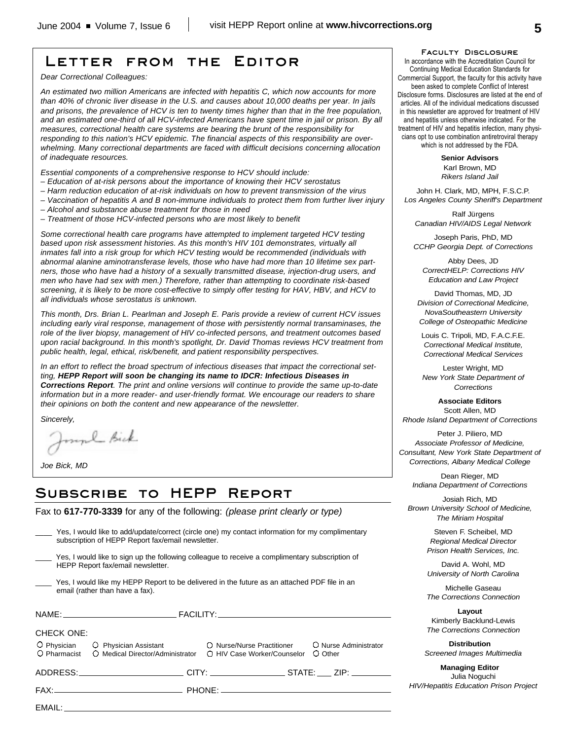## Letter from the Editor

*Dear Correctional Colleagues:*

*An estimated two million Americans are infected with hepatitis C, which now accounts for more than 40% of chronic liver disease in the U.S. and causes about 10,000 deaths per year. In jails and prisons, the prevalence of HCV is ten to twenty times higher than that in the free population, and an estimated one-third of all HCV-infected Americans have spent time in jail or prison. By all measures, correctional health care systems are bearing the brunt of the responsibility for responding to this nation's HCV epidemic. The financial aspects of this responsibility are overwhelming. Many correctional departments are faced with difficult decisions concerning allocation of inadequate resources.*

*Essential components of a comprehensive response to HCV should include:*

- *Education of at-risk persons about the importance of knowing their HCV serostatus*
- *Harm reduction education of at-risk individuals on how to prevent transmission of the virus*
- *Vaccination of hepatitis A and B non-immune individuals to protect them from further liver injury*
- *Alcohol and substance abuse treatment for those in need*
- *Treatment of those HCV-infected persons who are most likely to benefit*

*Some correctional health care programs have attempted to implement targeted HCV testing based upon risk assessment histories. As this month's HIV 101 demonstrates, virtually all inmates fall into a risk group for which HCV testing would be recommended (individuals with abnormal alanine aminotransferase levels, those who have had more than 10 lifetime sex partners, those who have had a history of a sexually transmitted disease, injection-drug users, and men who have had sex with men.) Therefore, rather than attempting to coordinate risk-based screening, it is likely to be more cost-effective to simply offer testing for HAV, HBV, and HCV to all individuals whose serostatus is unknown.*

*This month, Drs. Brian L. Pearlman and Joseph E. Paris provide a review of current HCV issues including early viral response, management of those with persistently normal transaminases, the role of the liver biopsy, management of HIV co-infected persons, and treatment outcomes based upon racial background. In this month's spotlight, Dr. David Thomas reviews HCV treatment from public health, legal, ethical, risk/benefit, and patient responsibility perspectives.*

*In an effort to reflect the broad spectrum of infectious diseases that impact the correctional setting,* ***HEPP Report will soon be changing its name to IDCR: Infectious Diseases in Corrections Report****. The print and online versions will continue to provide the same up-to-date information but in a more reader- and user-friendly format. We encourage our readers to share their opinions on both the content and new appearance of the newsletter.*

*Sincerely,*

*Joe Bick, MD*

## Subscribe to HEPP Report

Fax to **617-770-3339** for any of the following: *(please print clearly or type)*

____ Yes, I would like to add/update/correct (circle one) my contact information for my complimentary subscription of HEPP Report fax/email newsletter.

____ Yes, I would like to sign up the following colleague to receive a complimentary subscription of HEPP Report fax/email newsletter.

____ Yes, I would like my HEPP Report to be delivered in the future as an attached PDF file in an email (rather than have a fax).

NAME: ________________ FACILITY: ________________

CHECK ONE:

○ Physician ○ Physician Assistant ○ Nurse/Nurse Practitioner ○ Nurse Administrator
○ Pharmacist ○ Medical Director/Administrator ○ HIV Case Worker/Counselor ○ Other

ADDRESS: ________________ CITY: ____________ STATE: ___ ZIP: ________

FAX: ________________ PHONE: ________________

EMAIL: ________________

### Faculty Disclosure

In accordance with the Accreditation Council for Continuing Medical Education Standards for Commercial Support, the faculty for this activity have been asked to complete Conflict of Interest Disclosure forms. Disclosures are listed at the end of articles. All of the individual medications discussed in this newsletter are approved for treatment of HIV and hepatitis unless otherwise indicated. For the treatment of HIV and hepatitis infection, many physicians opt to use combination antiretroviral therapy which is not addressed by the FDA.

**Senior Advisors**

Karl Brown, MD
*Rikers Island Jail*

John H. Clark, MD, MPH, F.S.C.P.
*Los Angeles County Sheriff's Department*

Ralf Jürgens
*Canadian HIV/AIDS Legal Network*

Joseph Paris, PhD, MD
*CCHP Georgia Dept. of Corrections*

Abby Dees, JD
*CorrectHELP: Corrections HIV Education and Law Project*

David Thomas, MD, JD
*Division of Correctional Medicine, NovaSoutheastern University College of Osteopathic Medicine*

Louis C. Tripoli, MD, F.A.C.F.E.
*Correctional Medical Institute, Correctional Medical Services*

Lester Wright, MD
*New York State Department of Corrections*

**Associate Editors**

Scott Allen, MD
*Rhode Island Department of Corrections*

Peter J. Piliero, MD
*Associate Professor of Medicine, Consultant, New York State Department of Corrections, Albany Medical College*

Dean Rieger, MD
*Indiana Department of Corrections*

Josiah Rich, MD
*Brown University School of Medicine, The Miriam Hospital*

Steven F. Scheibel, MD
*Regional Medical Director Prison Health Services, Inc.*

David A. Wohl, MD
*University of North Carolina*

Michelle Gaseau
*The Corrections Connection*

**Layout**

Kimberly Backlund-Lewis
*The Corrections Connection*

**Distribution**

*Screened Images Multimedia*

**Managing Editor**

Julia Noguchi
*HIV/Hepatitis Education Prison Project*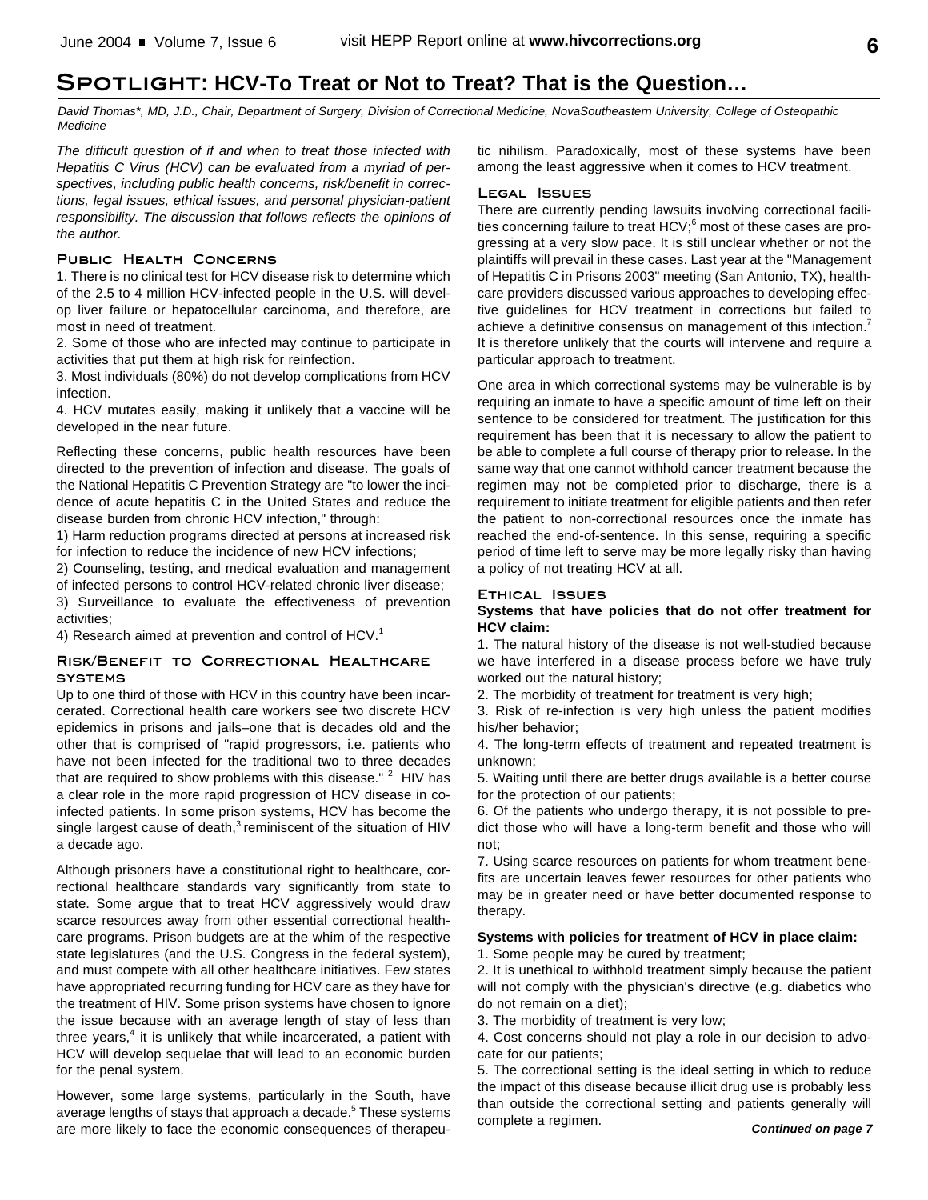# Spotlight: HCV-To Treat or Not to Treat? That is the Question…

*David Thomas\*, MD, J.D., Chair, Department of Surgery, Division of Correctional Medicine, NovaSoutheastern University, College of Osteopathic Medicine*

*The difficult question of if and when to treat those infected with Hepatitis C Virus (HCV) can be evaluated from a myriad of perspectives, including public health concerns, risk/benefit in corrections, legal issues, ethical issues, and personal physician-patient responsibility. The discussion that follows reflects the opinions of the author.*

## Public Health Concerns

1. There is no clinical test for HCV disease risk to determine which of the 2.5 to 4 million HCV-infected people in the U.S. will develop liver failure or hepatocellular carcinoma, and therefore, are most in need of treatment.

2. Some of those who are infected may continue to participate in activities that put them at high risk for reinfection.

3. Most individuals (80%) do not develop complications from HCV infection.

4. HCV mutates easily, making it unlikely that a vaccine will be developed in the near future.

Reflecting these concerns, public health resources have been directed to the prevention of infection and disease. The goals of the National Hepatitis C Prevention Strategy are "to lower the incidence of acute hepatitis C in the United States and reduce the disease burden from chronic HCV infection," through:

1) Harm reduction programs directed at persons at increased risk for infection to reduce the incidence of new HCV infections;

2) Counseling, testing, and medical evaluation and management of infected persons to control HCV-related chronic liver disease;

3) Surveillance to evaluate the effectiveness of prevention activities;

4) Research aimed at prevention and control of HCV.[1]

## Risk/Benefit to Correctional Healthcare Systems

Up to one third of those with HCV in this country have been incarcerated. Correctional health care workers see two discrete HCV epidemics in prisons and jails–one that is decades old and the other that is comprised of "rapid progressors, i.e. patients who have not been infected for the traditional two to three decades that are required to show problems with this disease." [2] HIV has a clear role in the more rapid progression of HCV disease in co-infected patients. In some prison systems, HCV has become the single largest cause of death,[3] reminiscent of the situation of HIV a decade ago.

Although prisoners have a constitutional right to healthcare, correctional healthcare standards vary significantly from state to state. Some argue that to treat HCV aggressively would draw scarce resources away from other essential correctional healthcare programs. Prison budgets are at the whim of the respective state legislatures (and the U.S. Congress in the federal system), and must compete with all other healthcare initiatives. Few states have appropriated recurring funding for HCV care as they have for the treatment of HIV. Some prison systems have chosen to ignore the issue because with an average length of stay of less than three years,[4] it is unlikely that while incarcerated, a patient with HCV will develop sequelae that will lead to an economic burden for the penal system.

However, some large systems, particularly in the South, have average lengths of stays that approach a decade.[5] These systems are more likely to face the economic consequences of therapeutic nihilism. Paradoxically, most of these systems have been among the least aggressive when it comes to HCV treatment.

## Legal Issues

There are currently pending lawsuits involving correctional facilities concerning failure to treat HCV;[6] most of these cases are progressing at a very slow pace. It is still unclear whether or not the plaintiffs will prevail in these cases. Last year at the "Management of Hepatitis C in Prisons 2003" meeting (San Antonio, TX), healthcare providers discussed various approaches to developing effective guidelines for HCV treatment in corrections but failed to achieve a definitive consensus on management of this infection.[7] It is therefore unlikely that the courts will intervene and require a particular approach to treatment.

One area in which correctional systems may be vulnerable is by requiring an inmate to have a specific amount of time left on their sentence to be considered for treatment. The justification for this requirement has been that it is necessary to allow the patient to be able to complete a full course of therapy prior to release. In the same way that one cannot withhold cancer treatment because the regimen may not be completed prior to discharge, there is a requirement to initiate treatment for eligible patients and then refer the patient to non-correctional resources once the inmate has reached the end-of-sentence. In this sense, requiring a specific period of time left to serve may be more legally risky than having a policy of not treating HCV at all.

## Ethical Issues

**Systems that have policies that do not offer treatment for HCV claim:**

1. The natural history of the disease is not well-studied because we have interfered in a disease process before we have truly worked out the natural history;

2. The morbidity of treatment for treatment is very high;

3. Risk of re-infection is very high unless the patient modifies his/her behavior;

4. The long-term effects of treatment and repeated treatment is unknown;

5. Waiting until there are better drugs available is a better course for the protection of our patients;

6. Of the patients who undergo therapy, it is not possible to predict those who will have a long-term benefit and those who will not;

7. Using scarce resources on patients for whom treatment benefits are uncertain leaves fewer resources for other patients who may be in greater need or have better documented response to therapy.

**Systems with policies for treatment of HCV in place claim:**

1. Some people may be cured by treatment;

2. It is unethical to withhold treatment simply because the patient will not comply with the physician's directive (e.g. diabetics who do not remain on a diet);

3. The morbidity of treatment is very low;

4. Cost concerns should not play a role in our decision to advocate for our patients;

5. The correctional setting is the ideal setting in which to reduce the impact of this disease because illicit drug use is probably less than outside the correctional setting and patients generally will complete a regimen.

***Continued on page 7***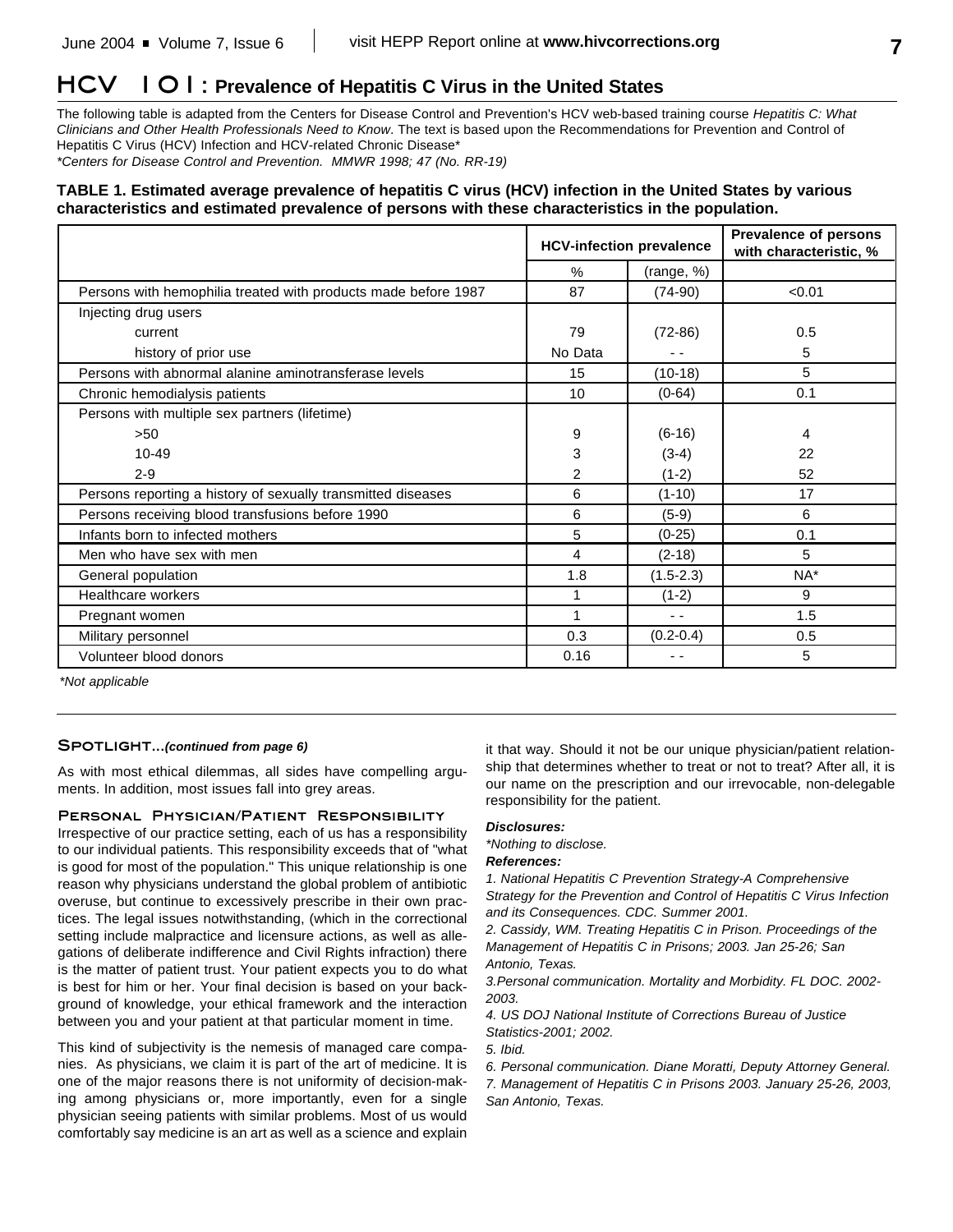# HCV 101: Prevalence of Hepatitis C Virus in the United States

The following table is adapted from the Centers for Disease Control and Prevention's HCV web-based training course *Hepatitis C: What Clinicians and Other Health Professionals Need to Know*. The text is based upon the Recommendations for Prevention and Control of Hepatitis C Virus (HCV) Infection and HCV-related Chronic Disease*

*\*Centers for Disease Control and Prevention. MMWR 1998; 47 (No. RR-19)*

**TABLE 1. Estimated average prevalence of hepatitis C virus (HCV) infection in the United States by various characteristics and estimated prevalence of persons with these characteristics in the population.**

| | HCV-infection prevalence | | Prevalence of persons with characteristic, % |
|---|---|---|---|
| | % | (range, %) | |
| Persons with hemophilia treated with products made before 1987 | 87 | (74-90) | <0.01 |
| Injecting drug users | | | |
| current | 79 | (72-86) | 0.5 |
| history of prior use | No Data | - - | 5 |
| Persons with abnormal alanine aminotransferase levels | 15 | (10-18) | 5 |
| Chronic hemodialysis patients | 10 | (0-64) | 0.1 |
| Persons with multiple sex partners (lifetime) | | | |
| >50 | 9 | (6-16) | 4 |
| 10-49 | 3 | (3-4) | 22 |
| 2-9 | 2 | (1-2) | 52 |
| Persons reporting a history of sexually transmitted diseases | 6 | (1-10) | 17 |
| Persons receiving blood transfusions before 1990 | 6 | (5-9) | 6 |
| Infants born to infected mothers | 5 | (0-25) | 0.1 |
| Men who have sex with men | 4 | (2-18) | 5 |
| General population | 1.8 | (1.5-2.3) | NA* |
| Healthcare workers | 1 | (1-2) | 9 |
| Pregnant women | 1 | - - | 1.5 |
| Military personnel | 0.3 | (0.2-0.4) | 0.5 |
| Volunteer blood donors | 0.16 | - - | 5 |

*\*Not applicable*

## SPOTLIGHT...*(continued from page 6)*

As with most ethical dilemmas, all sides have compelling arguments. In addition, most issues fall into grey areas.

### Personal Physician/Patient Responsibility

Irrespective of our practice setting, each of us has a responsibility to our individual patients. This responsibility exceeds that of "what is good for most of the population." This unique relationship is one reason why physicians understand the global problem of antibiotic overuse, but continue to excessively prescribe in their own practices. The legal issues notwithstanding, (which in the correctional setting include malpractice and licensure actions, as well as allegations of deliberate indifference and Civil Rights infraction) there is the matter of patient trust. Your patient expects you to do what is best for him or her. Your final decision is based on your background of knowledge, your ethical framework and the interaction between you and your patient at that particular moment in time.

This kind of subjectivity is the nemesis of managed care companies. As physicians, we claim it is part of the art of medicine. It is one of the major reasons there is not uniformity of decision-making among physicians or, more importantly, even for a single physician seeing patients with similar problems. Most of us would comfortably say medicine is an art as well as a science and explain it that way. Should it not be our unique physician/patient relationship that determines whether to treat or not to treat? After all, it is our name on the prescription and our irrevocable, non-delegable responsibility for the patient.

***Disclosures:***

*\*Nothing to disclose.*

***References:***

*1. National Hepatitis C Prevention Strategy-A Comprehensive Strategy for the Prevention and Control of Hepatitis C Virus Infection and its Consequences. CDC. Summer 2001.*

*2. Cassidy, WM. Treating Hepatitis C in Prison. Proceedings of the Management of Hepatitis C in Prisons; 2003. Jan 25-26; San Antonio, Texas.*

*3.Personal communication. Mortality and Morbidity. FL DOC. 2002-2003.*

*4. US DOJ National Institute of Corrections Bureau of Justice Statistics-2001; 2002.*

*5. Ibid.*

*6. Personal communication. Diane Moratti, Deputy Attorney General.*

*7. Management of Hepatitis C in Prisons 2003. January 25-26, 2003, San Antonio, Texas.*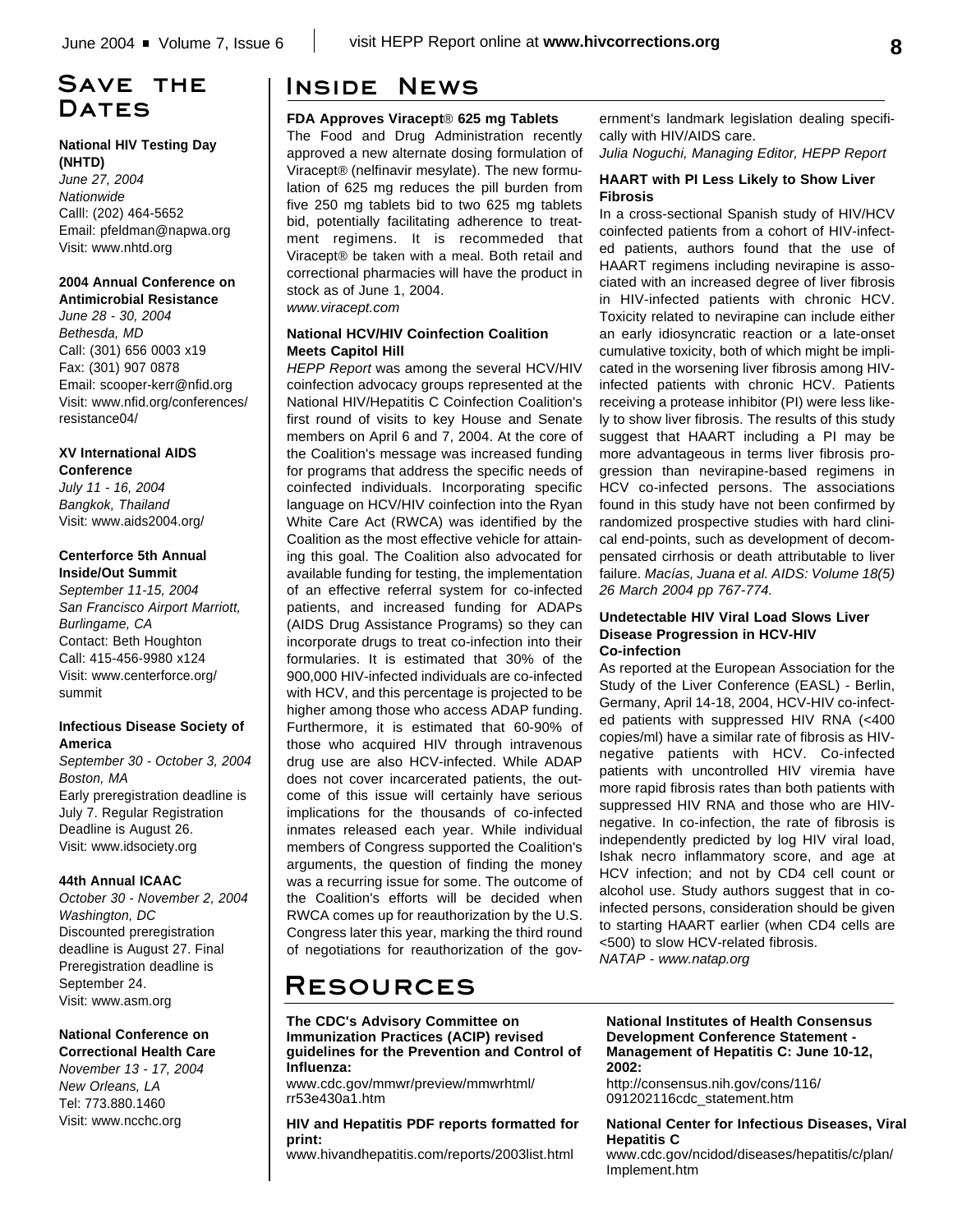# Save the Dates

**National HIV Testing Day (NHTD)**
*June 27, 2004*
*Nationwide*
Calll: (202) 464-5652
Email: pfeldman@napwa.org
Visit: www.nhtd.org

**2004 Annual Conference on Antimicrobial Resistance**
*June 28 - 30, 2004*
*Bethesda, MD*
Call: (301) 656 0003 x19
Fax: (301) 907 0878
Email: scooper-kerr@nfid.org
Visit: www.nfid.org/conferences/resistance04/

**XV International AIDS Conference**
*July 11 - 16, 2004*
*Bangkok, Thailand*
Visit: www.aids2004.org/

**Centerforce 5th Annual Inside/Out Summit**
*September 11-15, 2004*
*San Francisco Airport Marriott, Burlingame, CA*
Contact: Beth Houghton
Call: 415-456-9980 x124
Visit: www.centerforce.org/summit

**Infectious Disease Society of America**
*September 30 - October 3, 2004*
*Boston, MA*
Early preregistration deadline is July 7. Regular Registration Deadline is August 26.
Visit: www.idsociety.org

**44th Annual ICAAC**
*October 30 - November 2, 2004*
*Washington, DC*
Discounted preregistration deadline is August 27. Final Preregistration deadline is September 24.
Visit: www.asm.org

**National Conference on Correctional Health Care**
*November 13 - 17, 2004*
*New Orleans, LA*
Tel: 773.880.1460
Visit: www.ncchc.org

# Inside News

### FDA Approves Viracept® 625 mg Tablets

The Food and Drug Administration recently approved a new alternate dosing formulation of Viracept® (nelfinavir mesylate). The new formulation of 625 mg reduces the pill burden from five 250 mg tablets bid to two 625 mg tablets bid, potentially facilitating adherence to treatment regimens. It is recommeded that Viracept® be taken with a meal. Both retail and correctional pharmacies will have the product in stock as of June 1, 2004.
*www.viracept.com*

### National HCV/HIV Coinfection Coalition Meets Capitol Hill

*HEPP Report* was among the several HCV/HIV coinfection advocacy groups represented at the National HIV/Hepatitis C Coinfection Coalition's first round of visits to key House and Senate members on April 6 and 7, 2004. At the core of the Coalition's message was increased funding for programs that address the specific needs of coinfected individuals. Incorporating specific language on HCV/HIV coinfection into the Ryan White Care Act (RWCA) was identified by the Coalition as the most effective vehicle for attaining this goal. The Coalition also advocated for available funding for testing, the implementation of an effective referral system for co-infected patients, and increased funding for ADAPs (AIDS Drug Assistance Programs) so they can incorporate drugs to treat co-infection into their formularies. It is estimated that 30% of the 900,000 HIV-infected individuals are co-infected with HCV, and this percentage is projected to be higher among those who access ADAP funding. Furthermore, it is estimated that 60-90% of those who acquired HIV through intravenous drug use are also HCV-infected. While ADAP does not cover incarcerated patients, the outcome of this issue will certainly have serious implications for the thousands of co-infected inmates released each year. While individual members of Congress supported the Coalition's arguments, the question of finding the money was a recurring issue for some. The outcome of the Coalition's efforts will be decided when RWCA comes up for reauthorization by the U.S. Congress later this year, marking the third round of negotiations for reauthorization of the government's landmark legislation dealing specifically with HIV/AIDS care.
*Julia Noguchi, Managing Editor, HEPP Report*

### HAART with PI Less Likely to Show Liver Fibrosis

In a cross-sectional Spanish study of HIV/HCV coinfected patients from a cohort of HIV-infected patients, authors found that the use of HAART regimens including nevirapine is associated with an increased degree of liver fibrosis in HIV-infected patients with chronic HCV. Toxicity related to nevirapine can include either an early idiosyncratic reaction or a late-onset cumulative toxicity, both of which might be implicated in the worsening liver fibrosis among HIV-infected patients with chronic HCV. Patients receiving a protease inhibitor (PI) were less likely to show liver fibrosis. The results of this study suggest that HAART including a PI may be more advantageous in terms liver fibrosis progression than nevirapine-based regimens in HCV co-infected persons. The associations found in this study have not been confirmed by randomized prospective studies with hard clinical end-points, such as development of decompensated cirrhosis or death attributable to liver failure. *Macías, Juana et al. AIDS: Volume 18(5) 26 March 2004 pp 767-774.*

### Undetectable HIV Viral Load Slows Liver Disease Progression in HCV-HIV Co-infection

As reported at the European Association for the Study of the Liver Conference (EASL) - Berlin, Germany, April 14-18, 2004, HCV-HIV co-infected patients with suppressed HIV RNA (<400 copies/ml) have a similar rate of fibrosis as HIV-negative patients with HCV. Co-infected patients with uncontrolled HIV viremia have more rapid fibrosis rates than both patients with suppressed HIV RNA and those who are HIV-negative. In co-infection, the rate of fibrosis is independently predicted by log HIV viral load, Ishak necro inflammatory score, and age at HCV infection; and not by CD4 cell count or alcohol use. Study authors suggest that in co-infected persons, consideration should be given to starting HAART earlier (when CD4 cells are <500) to slow HCV-related fibrosis.
*NATAP - www.natap.org*

# Resources

**The CDC's Advisory Committee on Immunization Practices (ACIP) revised guidelines for the Prevention and Control of Influenza:**
www.cdc.gov/mmwr/preview/mmwrhtml/rr53e430a1.htm

**HIV and Hepatitis PDF reports formatted for print:**
www.hivandhepatitis.com/reports/2003list.html

**National Institutes of Health Consensus Development Conference Statement - Management of Hepatitis C: June 10-12, 2002:**
http://consensus.nih.gov/cons/116/091202116cdc_statement.htm

**National Center for Infectious Diseases, Viral Hepatitis C**
www.cdc.gov/ncidod/diseases/hepatitis/c/plan/Implement.htm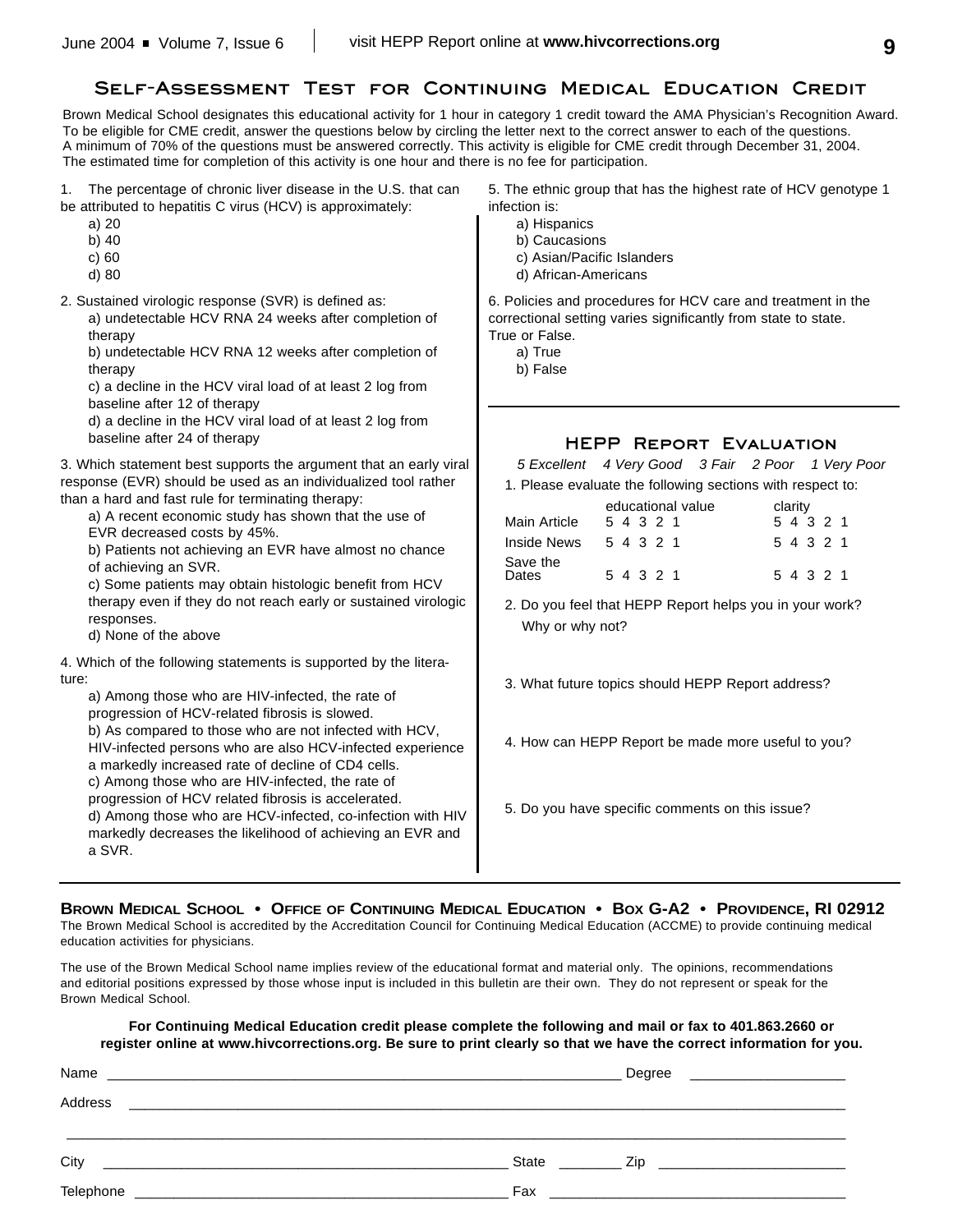## Self-Assessment Test for Continuing Medical Education Credit

Brown Medical School designates this educational activity for 1 hour in category 1 credit toward the AMA Physician's Recognition Award. To be eligible for CME credit, answer the questions below by circling the letter next to the correct answer to each of the questions. A minimum of 70% of the questions must be answered correctly. This activity is eligible for CME credit through December 31, 2004. The estimated time for completion of this activity is one hour and there is no fee for participation.

1. The percentage of chronic liver disease in the U.S. that can be attributed to hepatitis C virus (HCV) is approximately:
   a) 20
   b) 40
   c) 60
   d) 80

2. Sustained virologic response (SVR) is defined as:
   a) undetectable HCV RNA 24 weeks after completion of therapy
   b) undetectable HCV RNA 12 weeks after completion of therapy
   c) a decline in the HCV viral load of at least 2 log from baseline after 12 of therapy
   d) a decline in the HCV viral load of at least 2 log from baseline after 24 of therapy

3. Which statement best supports the argument that an early viral response (EVR) should be used as an individualized tool rather than a hard and fast rule for terminating therapy:
   a) A recent economic study has shown that the use of EVR decreased costs by 45%.
   b) Patients not achieving an EVR have almost no chance of achieving an SVR.
   c) Some patients may obtain histologic benefit from HCV therapy even if they do not reach early or sustained virologic responses.
   d) None of the above

4. Which of the following statements is supported by the literature:
   a) Among those who are HIV-infected, the rate of progression of HCV-related fibrosis is slowed.
   b) As compared to those who are not infected with HCV, HIV-infected persons who are also HCV-infected experience a markedly increased rate of decline of CD4 cells.
   c) Among those who are HIV-infected, the rate of progression of HCV related fibrosis is accelerated.
   d) Among those who are HCV-infected, co-infection with HIV markedly decreases the likelihood of achieving an EVR and a SVR.

5. The ethnic group that has the highest rate of HCV genotype 1 infection is:
   a) Hispanics
   b) Caucasions
   c) Asian/Pacific Islanders
   d) African-Americans

6. Policies and procedures for HCV care and treatment in the correctional setting varies significantly from state to state. True or False.
   a) True
   b) False

## HEPP Report Evaluation

*5 Excellent 4 Very Good 3 Fair 2 Poor 1 Very Poor*

1. Please evaluate the following sections with respect to:

| | educational value | clarity |
|---|---|---|
| Main Article | 5 4 3 2 1 | 5 4 3 2 1 |
| Inside News | 5 4 3 2 1 | 5 4 3 2 1 |
| Save the Dates | 5 4 3 2 1 | 5 4 3 2 1 |

2. Do you feel that HEPP Report helps you in your work? Why or why not?

3. What future topics should HEPP Report address?

4. How can HEPP Report be made more useful to you?

5. Do you have specific comments on this issue?

**Brown Medical School • Office of Continuing Medical Education • Box G-A2 • Providence, RI 02912**

The Brown Medical School is accredited by the Accreditation Council for Continuing Medical Education (ACCME) to provide continuing medical education activities for physicians.

The use of the Brown Medical School name implies review of the educational format and material only. The opinions, recommendations and editorial positions expressed by those whose input is included in this bulletin are their own. They do not represent or speak for the Brown Medical School.

**For Continuing Medical Education credit please complete the following and mail or fax to 401.863.2660 or register online at www.hivcorrections.org. Be sure to print clearly so that we have the correct information for you.**

Name ______________________________ Degree ____________

Address ______________________________________________

_____________________________________________________

City ____________________ State ________ Zip ____________

Telephone ____________________ Fax ______________________